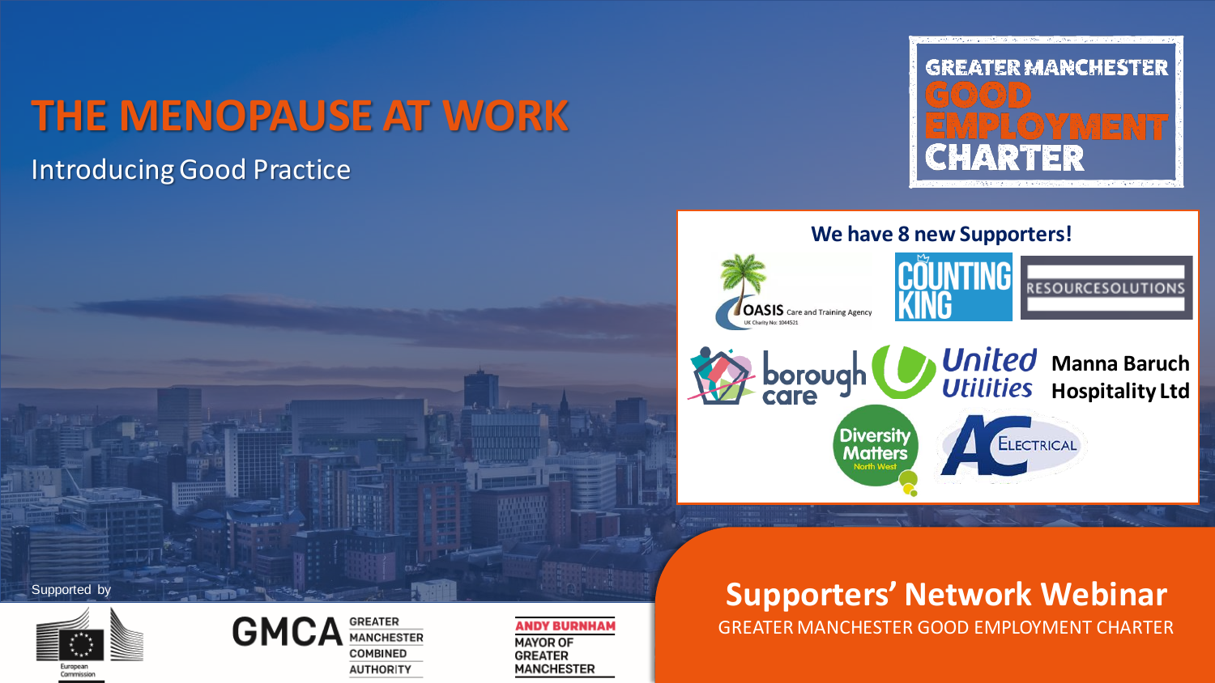# THE MENOPAUSE AT WORK

Introducing Good Practice

GREATER MANCHESTER GOOD EMPLOYMENT CHARTER

**We have 8 new Supporters!**

OASIS Care and Training Agency
UK Charity No: 1044521

COUNTING KING

RESOURCESOLUTIONS

borough care

United Utilities

Manna Baruch Hospitality Ltd

Diversity Matters North West

AC Electrical

Supported by

European Commission

GMCA GREATER MANCHESTER COMBINED AUTHORITY

ANDY BURNHAM MAYOR OF GREATER MANCHESTER

## Supporters' Network Webinar

GREATER MANCHESTER GOOD EMPLOYMENT CHARTER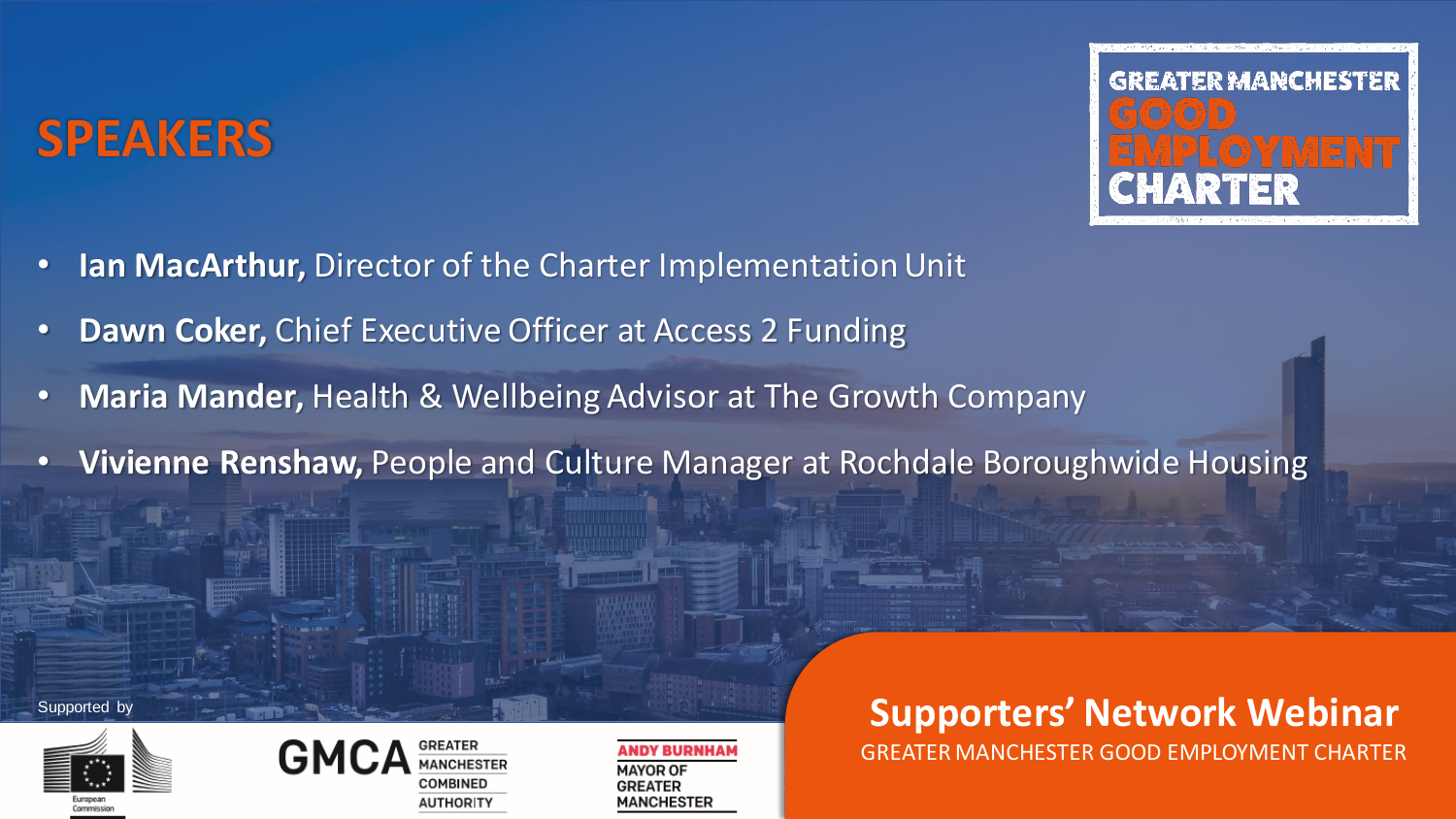# SPEAKERS

GREATER MANCHESTER GOOD EMPLOYMENT CHARTER

- **Ian MacArthur,** Director of the Charter Implementation Unit
- **Dawn Coker,** Chief Executive Officer at Access 2 Funding
- **Maria Mander,** Health & Wellbeing Advisor at The Growth Company
- **Vivienne Renshaw,** People and Culture Manager at Rochdale Boroughwide Housing

Supported by

European Commission

GMCA GREATER MANCHESTER COMBINED AUTHORITY

ANDY BURNHAM MAYOR OF GREATER MANCHESTER

**Supporters' Network Webinar**

GREATER MANCHESTER GOOD EMPLOYMENT CHARTER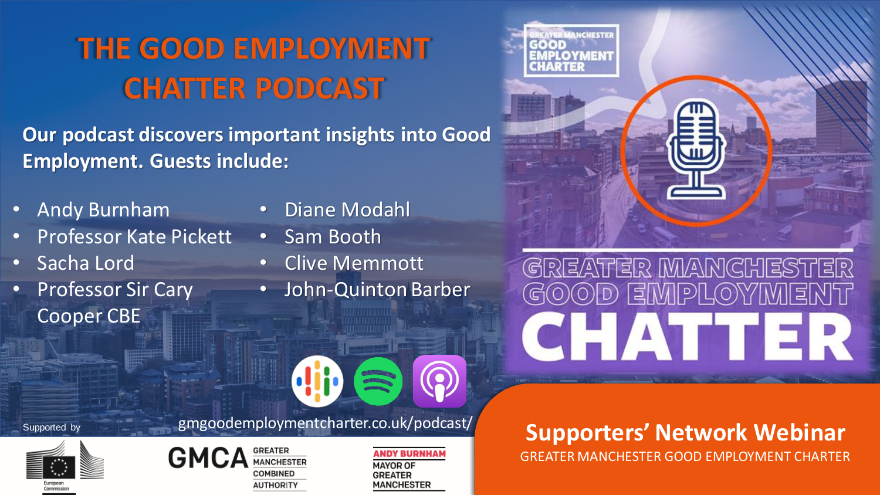# THE GOOD EMPLOYMENT CHATTER PODCAST

**Our podcast discovers important insights into Good Employment. Guests include:**

- Andy Burnham
- Professor Kate Pickett
- Sacha Lord
- Professor Sir Cary Cooper CBE
- Diane Modahl
- Sam Booth
- Clive Memmott
- John-Quinton Barber

gmgoodemploymentcharter.co.uk/podcast/

GREATER MANCHESTER GOOD EMPLOYMENT CHARTER

GREATER MANCHESTER GOOD EMPLOYMENT CHATTER

Supported by

European Commission

GMCA GREATER MANCHESTER COMBINED AUTHORITY

ANDY BURNHAM MAYOR OF GREATER MANCHESTER

**Supporters' Network Webinar**

GREATER MANCHESTER GOOD EMPLOYMENT CHARTER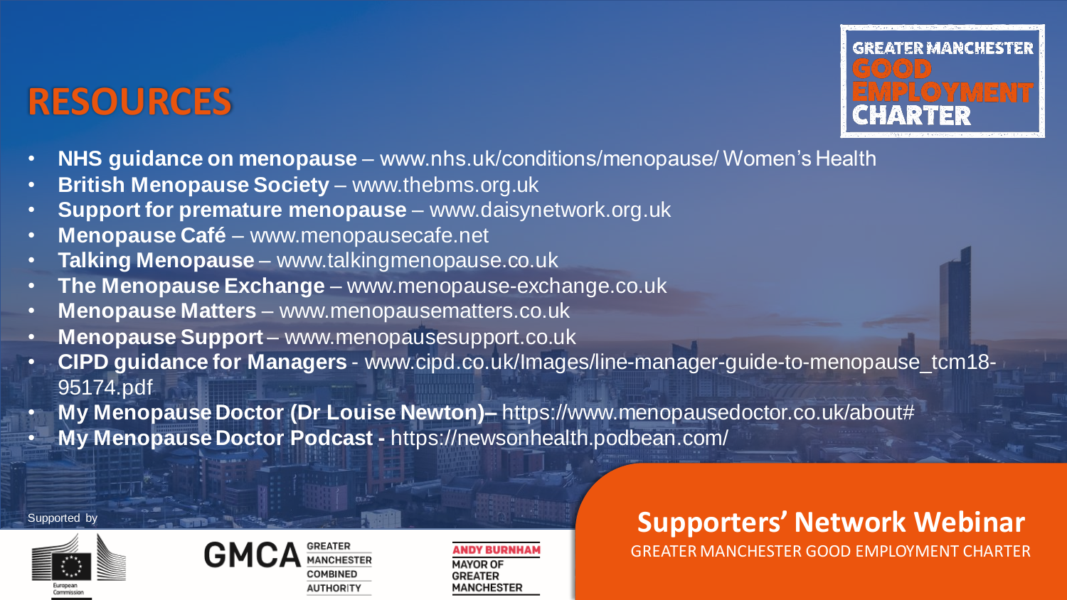# RESOURCES

- **NHS guidance on menopause** – www.nhs.uk/conditions/menopause/ Women's Health
- **British Menopause Society** – www.thebms.org.uk
- **Support for premature menopause** – www.daisynetwork.org.uk
- **Menopause Café** – www.menopausecafe.net
- **Talking Menopause** – www.talkingmenopause.co.uk
- **The Menopause Exchange** – www.menopause-exchange.co.uk
- **Menopause Matters** – www.menopausematters.co.uk
- **Menopause Support** – www.menopausesupport.co.uk
- **CIPD guidance for Managers** - www.cipd.co.uk/Images/line-manager-guide-to-menopause_tcm18-95174.pdf
- **My Menopause Doctor (Dr Louise Newton)–** https://www.menopausedoctor.co.uk/about#
- **My Menopause Doctor Podcast -** https://newsonhealth.podbean.com/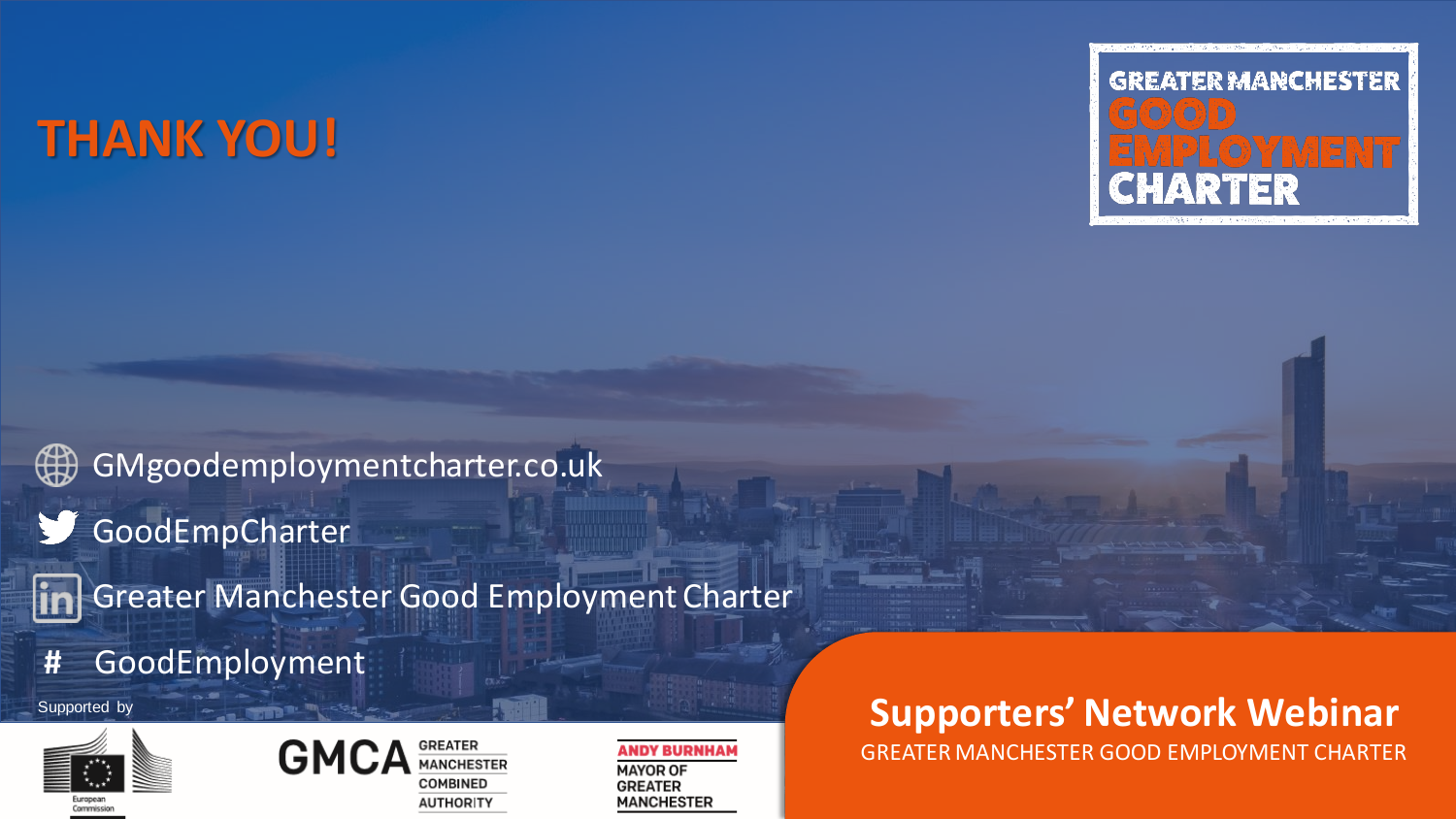# THANK YOU!

GREATER MANCHESTER GOOD EMPLOYMENT CHARTER

GMgoodemploymentcharter.co.uk

GoodEmpCharter

Greater Manchester Good Employment Charter

# GoodEmployment

Supported by

European Commission

GMCA GREATER MANCHESTER COMBINED AUTHORITY

ANDY BURNHAM MAYOR OF GREATER MANCHESTER

**Supporters' Network Webinar**

GREATER MANCHESTER GOOD EMPLOYMENT CHARTER